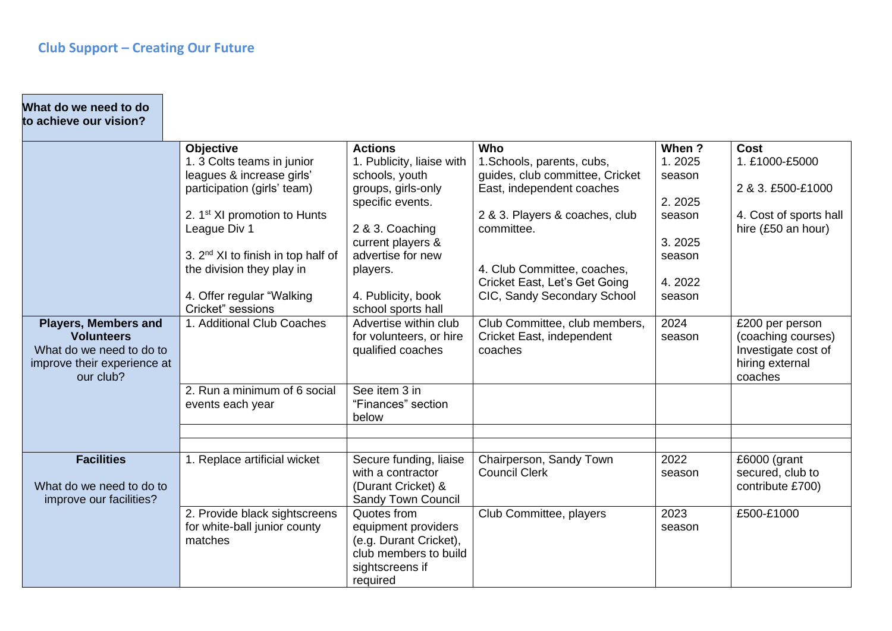## Club Support – Creating Our Future

| What do we need to do to achieve our vision? | | | | | |
|---|---|---|---|---|---|
| | **Objective**<br>1. 3 Colts teams in junior leagues & increase girls' participation (girls' team)<br><br>2. 1st XI promotion to Hunts League Div 1<br><br>3. 2nd XI to finish in top half of the division they play in<br><br>4. Offer regular "Walking Cricket" sessions | **Actions**<br>1. Publicity, liaise with schools, youth groups, girls-only specific events.<br><br>2 & 3. Coaching current players & advertise for new players.<br><br>4. Publicity, book school sports hall | **Who**<br>1.Schools, parents, cubs, guides, club committee, Cricket East, independent coaches<br><br>2 & 3. Players & coaches, club committee.<br><br>4. Club Committee, coaches, Cricket East, Let's Get Going CIC, Sandy Secondary School | **When ?**<br>1. 2025 season<br><br>2. 2025 season<br><br>3. 2025 season<br><br>4. 2022 season | **Cost**<br>1. £1000-£5000<br><br>2 & 3. £500-£1000<br><br>4. Cost of sports hall hire (£50 an hour) |
| **Players, Members and Volunteers**<br>What do we need to do to improve their experience at our club? | 1. Additional Club Coaches | Advertise within club for volunteers, or hire qualified coaches | Club Committee, club members, Cricket East, independent coaches | 2024 season | £200 per person (coaching courses) Investigate cost of hiring external coaches |
| | 2. Run a minimum of 6 social events each year | See item 3 in "Finances" section below | | | |
| | | | | | |
| | | | | | |
| **Facilities**<br><br>What do we need to do to improve our facilities? | 1. Replace artificial wicket | Secure funding, liaise with a contractor (Durant Cricket) & Sandy Town Council | Chairperson, Sandy Town Council Clerk | 2022 season | £6000 (grant secured, club to contribute £700) |
| | 2. Provide black sightscreens for white-ball junior county matches | Quotes from equipment providers (e.g. Durant Cricket), club members to build sightscreens if required | Club Committee, players | 2023 season | £500-£1000 |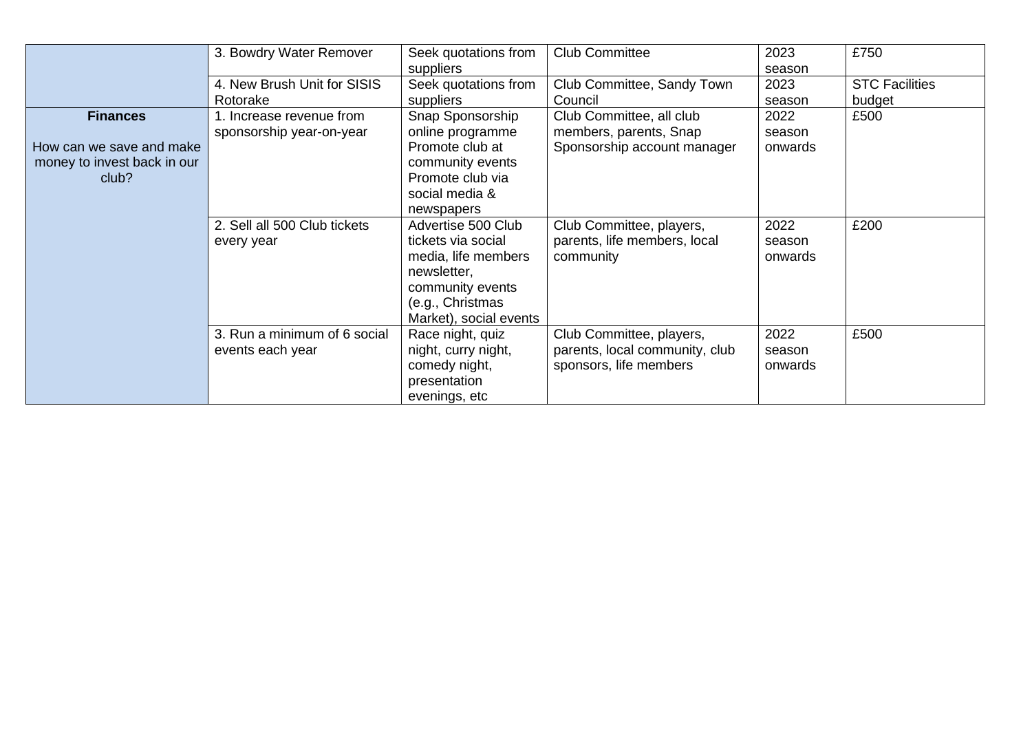| | | | | | |
|---|---|---|---|---|---|
| | 3. Bowdry Water Remover | Seek quotations from suppliers | Club Committee | 2023 season | £750 |
| | 4. New Brush Unit for SISIS Rotorake | Seek quotations from suppliers | Club Committee, Sandy Town Council | 2023 season | STC Facilities budget |
| **Finances**<br><br>How can we save and make money to invest back in our club? | 1. Increase revenue from sponsorship year-on-year | Snap Sponsorship online programme<br>Promote club at community events<br>Promote club via social media & newspapers | Club Committee, all club members, parents, Snap Sponsorship account manager | 2022 season onwards | £500 |
| | 2. Sell all 500 Club tickets every year | Advertise 500 Club tickets via social media, life members newsletter, community events (e.g., Christmas Market), social events | Club Committee, players, parents, life members, local community | 2022 season onwards | £200 |
| | 3. Run a minimum of 6 social events each year | Race night, quiz night, curry night, comedy night, presentation evenings, etc | Club Committee, players, parents, local community, club sponsors, life members | 2022 season onwards | £500 |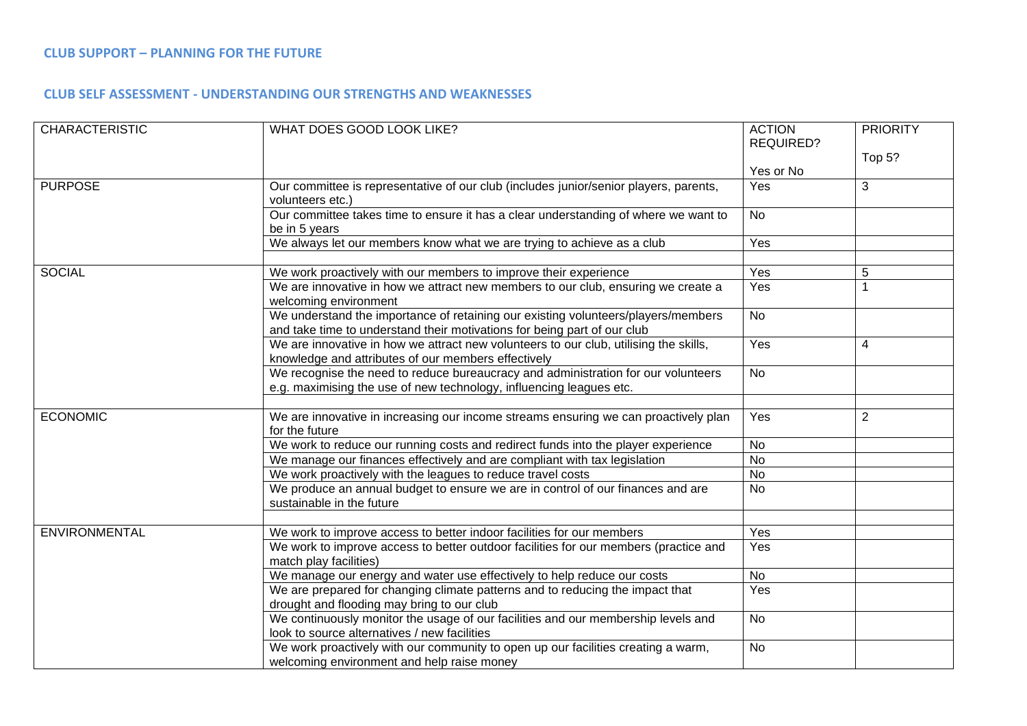## CLUB SUPPORT – PLANNING FOR THE FUTURE

## CLUB SELF ASSESSMENT - UNDERSTANDING OUR STRENGTHS AND WEAKNESSES

| CHARACTERISTIC | WHAT DOES GOOD LOOK LIKE? | ACTION REQUIRED? Yes or No | PRIORITY Top 5? |
|---|---|---|---|
| PURPOSE | Our committee is representative of our club (includes junior/senior players, parents, volunteers etc.) | Yes | 3 |
| | Our committee takes time to ensure it has a clear understanding of where we want to be in 5 years | No | |
| | We always let our members know what we are trying to achieve as a club | Yes | |
| | | | |
| SOCIAL | We work proactively with our members to improve their experience | Yes | 5 |
| | We are innovative in how we attract new members to our club, ensuring we create a welcoming environment | Yes | 1 |
| | We understand the importance of retaining our existing volunteers/players/members and take time to understand their motivations for being part of our club | No | |
| | We are innovative in how we attract new volunteers to our club, utilising the skills, knowledge and attributes of our members effectively | Yes | 4 |
| | We recognise the need to reduce bureaucracy and administration for our volunteers e.g. maximising the use of new technology, influencing leagues etc. | No | |
| | | | |
| ECONOMIC | We are innovative in increasing our income streams ensuring we can proactively plan for the future | Yes | 2 |
| | We work to reduce our running costs and redirect funds into the player experience | No | |
| | We manage our finances effectively and are compliant with tax legislation | No | |
| | We work proactively with the leagues to reduce travel costs | No | |
| | We produce an annual budget to ensure we are in control of our finances and are sustainable in the future | No | |
| | | | |
| ENVIRONMENTAL | We work to improve access to better indoor facilities for our members | Yes | |
| | We work to improve access to better outdoor facilities for our members (practice and match play facilities) | Yes | |
| | We manage our energy and water use effectively to help reduce our costs | No | |
| | We are prepared for changing climate patterns and to reducing the impact that drought and flooding may bring to our club | Yes | |
| | We continuously monitor the usage of our facilities and our membership levels and look to source alternatives / new facilities | No | |
| | We work proactively with our community to open up our facilities creating a warm, welcoming environment and help raise money | No | |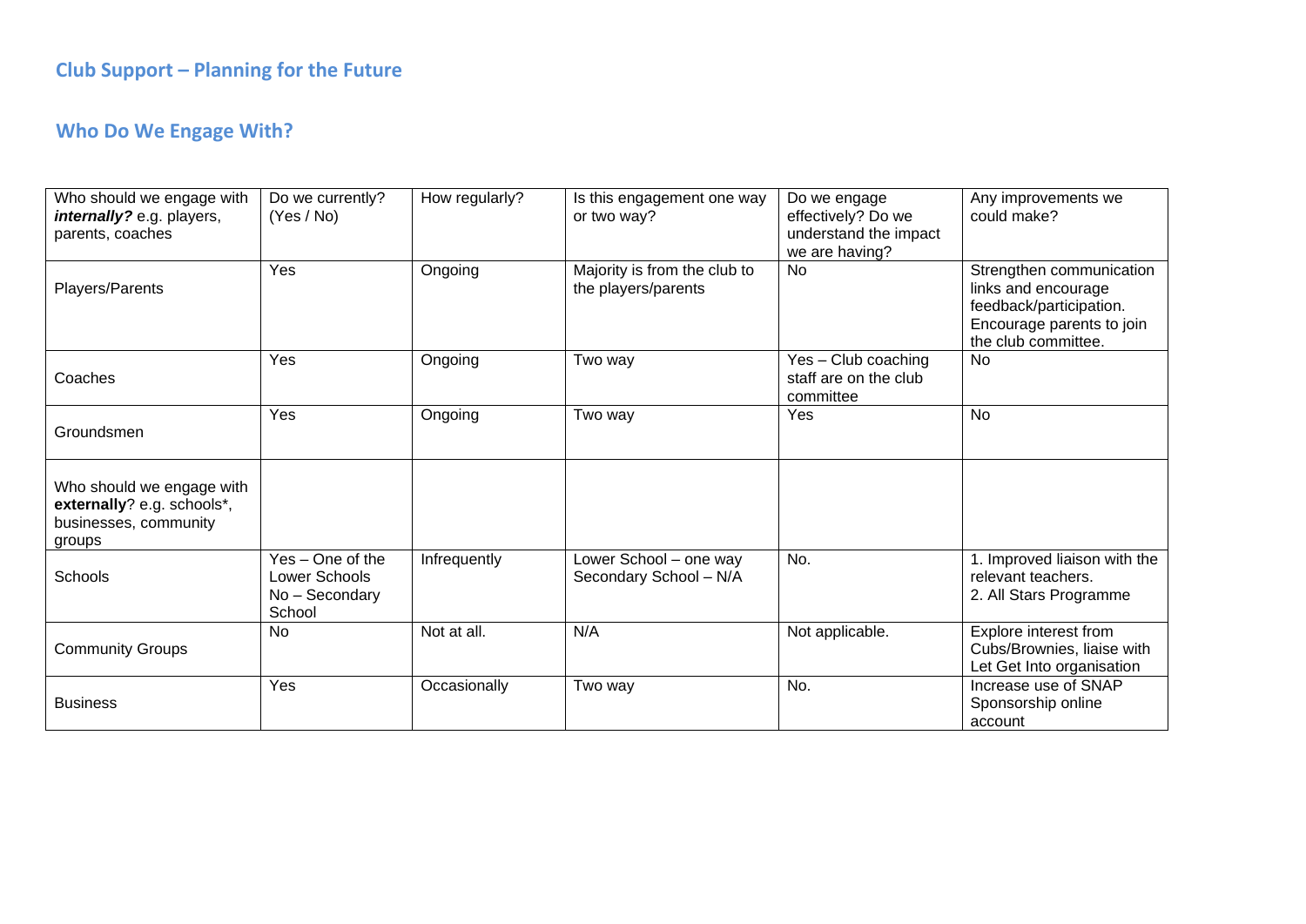## Club Support – Planning for the Future

## Who Do We Engage With?

| Who should we engage with ***internally?*** e.g. players, parents, coaches | Do we currently? (Yes / No) | How regularly? | Is this engagement one way or two way? | Do we engage effectively? Do we understand the impact we are having? | Any improvements we could make? |
|---|---|---|---|---|---|
| Players/Parents | Yes | Ongoing | Majority is from the club to the players/parents | No | Strengthen communication links and encourage feedback/participation. Encourage parents to join the club committee. |
| Coaches | Yes | Ongoing | Two way | Yes – Club coaching staff are on the club committee | No |
| Groundsmen | Yes | Ongoing | Two way | Yes | No |
| Who should we engage with **externally**? e.g. schools*, businesses, community groups | | | | | |
| Schools | Yes – One of the Lower Schools<br>No – Secondary School | Infrequently | Lower School – one way<br>Secondary School – N/A | No. | 1. Improved liaison with the relevant teachers.<br>2. All Stars Programme |
| Community Groups | No | Not at all. | N/A | Not applicable. | Explore interest from Cubs/Brownies, liaise with Let Get Into organisation |
| Business | Yes | Occasionally | Two way | No. | Increase use of SNAP Sponsorship online account |